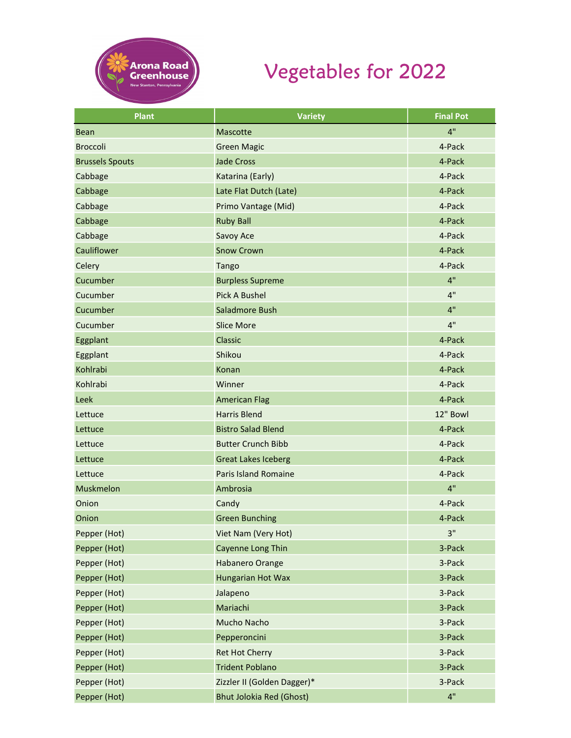Arona Road Greenhouse
New Stanton, Pennsylvania

# Vegetables for 2022

| Plant | Variety | Final Pot |
|---|---|---|
| Bean | Mascotte | 4" |
| Broccoli | Green Magic | 4-Pack |
| Brussels Spouts | Jade Cross | 4-Pack |
| Cabbage | Katarina (Early) | 4-Pack |
| Cabbage | Late Flat Dutch (Late) | 4-Pack |
| Cabbage | Primo Vantage (Mid) | 4-Pack |
| Cabbage | Ruby Ball | 4-Pack |
| Cabbage | Savoy Ace | 4-Pack |
| Cauliflower | Snow Crown | 4-Pack |
| Celery | Tango | 4-Pack |
| Cucumber | Burpless Supreme | 4" |
| Cucumber | Pick A Bushel | 4" |
| Cucumber | Saladmore Bush | 4" |
| Cucumber | Slice More | 4" |
| Eggplant | Classic | 4-Pack |
| Eggplant | Shikou | 4-Pack |
| Kohlrabi | Konan | 4-Pack |
| Kohlrabi | Winner | 4-Pack |
| Leek | American Flag | 4-Pack |
| Lettuce | Harris Blend | 12" Bowl |
| Lettuce | Bistro Salad Blend | 4-Pack |
| Lettuce | Butter Crunch Bibb | 4-Pack |
| Lettuce | Great Lakes Iceberg | 4-Pack |
| Lettuce | Paris Island Romaine | 4-Pack |
| Muskmelon | Ambrosia | 4" |
| Onion | Candy | 4-Pack |
| Onion | Green Bunching | 4-Pack |
| Pepper (Hot) | Viet Nam (Very Hot) | 3" |
| Pepper (Hot) | Cayenne Long Thin | 3-Pack |
| Pepper (Hot) | Habanero Orange | 3-Pack |
| Pepper (Hot) | Hungarian Hot Wax | 3-Pack |
| Pepper (Hot) | Jalapeno | 3-Pack |
| Pepper (Hot) | Mariachi | 3-Pack |
| Pepper (Hot) | Mucho Nacho | 3-Pack |
| Pepper (Hot) | Pepperoncini | 3-Pack |
| Pepper (Hot) | Ret Hot Cherry | 3-Pack |
| Pepper (Hot) | Trident Poblano | 3-Pack |
| Pepper (Hot) | Zizzler II (Golden Dagger)* | 3-Pack |
| Pepper (Hot) | Bhut Jolokia Red (Ghost) | 4" |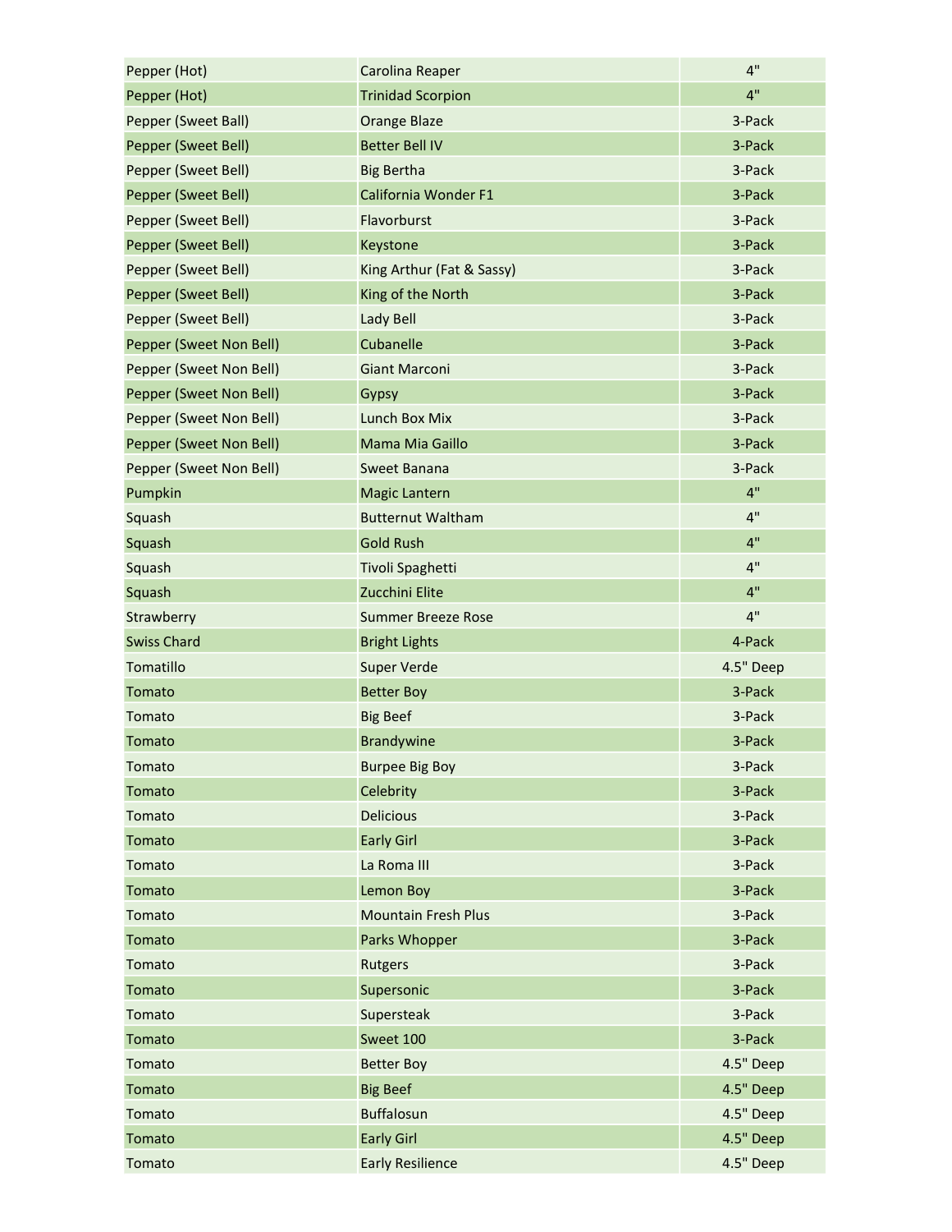| | | |
|---|---|---|
| Pepper (Hot) | Carolina Reaper | 4" |
| Pepper (Hot) | Trinidad Scorpion | 4" |
| Pepper (Sweet Ball) | Orange Blaze | 3-Pack |
| Pepper (Sweet Bell) | Better Bell IV | 3-Pack |
| Pepper (Sweet Bell) | Big Bertha | 3-Pack |
| Pepper (Sweet Bell) | California Wonder F1 | 3-Pack |
| Pepper (Sweet Bell) | Flavorburst | 3-Pack |
| Pepper (Sweet Bell) | Keystone | 3-Pack |
| Pepper (Sweet Bell) | King Arthur (Fat & Sassy) | 3-Pack |
| Pepper (Sweet Bell) | King of the North | 3-Pack |
| Pepper (Sweet Bell) | Lady Bell | 3-Pack |
| Pepper (Sweet Non Bell) | Cubanelle | 3-Pack |
| Pepper (Sweet Non Bell) | Giant Marconi | 3-Pack |
| Pepper (Sweet Non Bell) | Gypsy | 3-Pack |
| Pepper (Sweet Non Bell) | Lunch Box Mix | 3-Pack |
| Pepper (Sweet Non Bell) | Mama Mia Gaillo | 3-Pack |
| Pepper (Sweet Non Bell) | Sweet Banana | 3-Pack |
| Pumpkin | Magic Lantern | 4" |
| Squash | Butternut Waltham | 4" |
| Squash | Gold Rush | 4" |
| Squash | Tivoli Spaghetti | 4" |
| Squash | Zucchini Elite | 4" |
| Strawberry | Summer Breeze Rose | 4" |
| Swiss Chard | Bright Lights | 4-Pack |
| Tomatillo | Super Verde | 4.5" Deep |
| Tomato | Better Boy | 3-Pack |
| Tomato | Big Beef | 3-Pack |
| Tomato | Brandywine | 3-Pack |
| Tomato | Burpee Big Boy | 3-Pack |
| Tomato | Celebrity | 3-Pack |
| Tomato | Delicious | 3-Pack |
| Tomato | Early Girl | 3-Pack |
| Tomato | La Roma III | 3-Pack |
| Tomato | Lemon Boy | 3-Pack |
| Tomato | Mountain Fresh Plus | 3-Pack |
| Tomato | Parks Whopper | 3-Pack |
| Tomato | Rutgers | 3-Pack |
| Tomato | Supersonic | 3-Pack |
| Tomato | Supersteak | 3-Pack |
| Tomato | Sweet 100 | 3-Pack |
| Tomato | Better Boy | 4.5" Deep |
| Tomato | Big Beef | 4.5" Deep |
| Tomato | Buffalosun | 4.5" Deep |
| Tomato | Early Girl | 4.5" Deep |
| Tomato | Early Resilience | 4.5" Deep |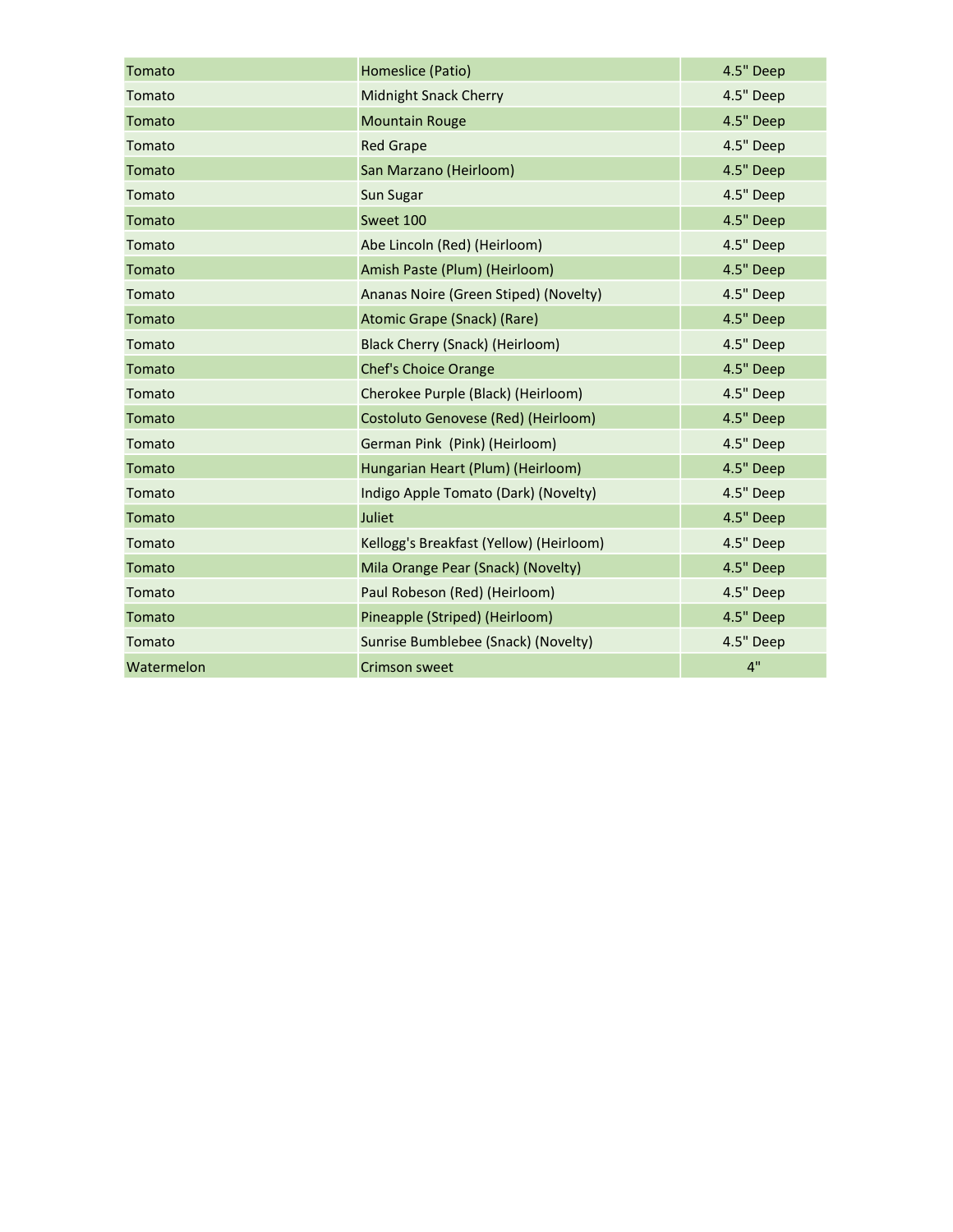| | | |
|---|---|---|
| Tomato | Homeslice (Patio) | 4.5" Deep |
| Tomato | Midnight Snack Cherry | 4.5" Deep |
| Tomato | Mountain Rouge | 4.5" Deep |
| Tomato | Red Grape | 4.5" Deep |
| Tomato | San Marzano (Heirloom) | 4.5" Deep |
| Tomato | Sun Sugar | 4.5" Deep |
| Tomato | Sweet 100 | 4.5" Deep |
| Tomato | Abe Lincoln (Red) (Heirloom) | 4.5" Deep |
| Tomato | Amish Paste (Plum) (Heirloom) | 4.5" Deep |
| Tomato | Ananas Noire (Green Stiped) (Novelty) | 4.5" Deep |
| Tomato | Atomic Grape (Snack) (Rare) | 4.5" Deep |
| Tomato | Black Cherry (Snack) (Heirloom) | 4.5" Deep |
| Tomato | Chef's Choice Orange | 4.5" Deep |
| Tomato | Cherokee Purple (Black) (Heirloom) | 4.5" Deep |
| Tomato | Costoluto Genovese (Red) (Heirloom) | 4.5" Deep |
| Tomato | German Pink  (Pink) (Heirloom) | 4.5" Deep |
| Tomato | Hungarian Heart (Plum) (Heirloom) | 4.5" Deep |
| Tomato | Indigo Apple Tomato (Dark) (Novelty) | 4.5" Deep |
| Tomato | Juliet | 4.5" Deep |
| Tomato | Kellogg's Breakfast (Yellow) (Heirloom) | 4.5" Deep |
| Tomato | Mila Orange Pear (Snack) (Novelty) | 4.5" Deep |
| Tomato | Paul Robeson (Red) (Heirloom) | 4.5" Deep |
| Tomato | Pineapple (Striped) (Heirloom) | 4.5" Deep |
| Tomato | Sunrise Bumblebee (Snack) (Novelty) | 4.5" Deep |
| Watermelon | Crimson sweet | 4" |